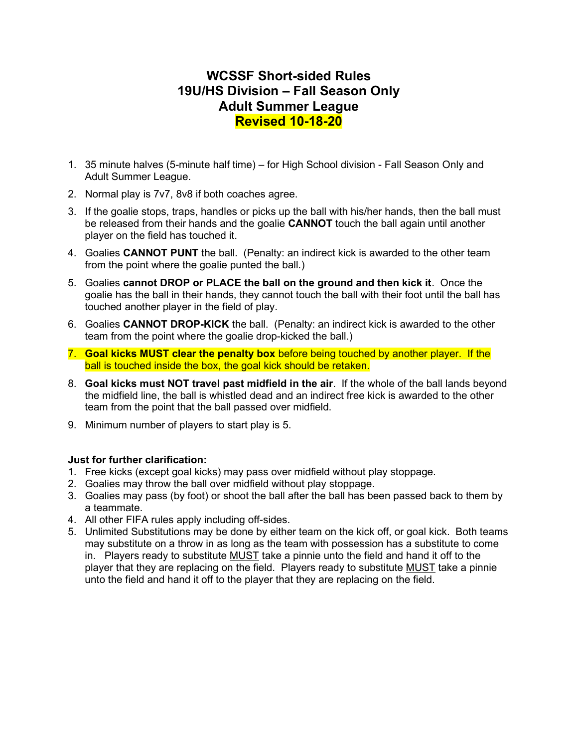# WCSSF Short-sided Rules
# 19U/HS Division – Fall Season Only
# Adult Summer League
# Revised 10-18-20

1. 35 minute halves (5-minute half time) – for High School division - Fall Season Only and Adult Summer League.
2. Normal play is 7v7, 8v8 if both coaches agree.
3. If the goalie stops, traps, handles or picks up the ball with his/her hands, then the ball must be released from their hands and the goalie **CANNOT** touch the ball again until another player on the field has touched it.
4. Goalies **CANNOT PUNT** the ball. (Penalty: an indirect kick is awarded to the other team from the point where the goalie punted the ball.)
5. Goalies **cannot DROP or PLACE the ball on the ground and then kick it**. Once the goalie has the ball in their hands, they cannot touch the ball with their foot until the ball has touched another player in the field of play.
6. Goalies **CANNOT DROP-KICK** the ball. (Penalty: an indirect kick is awarded to the other team from the point where the goalie drop-kicked the ball.)
7. **Goal kicks MUST clear the penalty box** before being touched by another player. If the ball is touched inside the box, the goal kick should be retaken.
8. **Goal kicks must NOT travel past midfield in the air**. If the whole of the ball lands beyond the midfield line, the ball is whistled dead and an indirect free kick is awarded to the other team from the point that the ball passed over midfield.
9. Minimum number of players to start play is 5.

**Just for further clarification:**

1. Free kicks (except goal kicks) may pass over midfield without play stoppage.
2. Goalies may throw the ball over midfield without play stoppage.
3. Goalies may pass (by foot) or shoot the ball after the ball has been passed back to them by a teammate.
4. All other FIFA rules apply including off-sides.
5. Unlimited Substitutions may be done by either team on the kick off, or goal kick. Both teams may substitute on a throw in as long as the team with possession has a substitute to come in. Players ready to substitute MUST take a pinnie unto the field and hand it off to the player that they are replacing on the field. Players ready to substitute MUST take a pinnie unto the field and hand it off to the player that they are replacing on the field.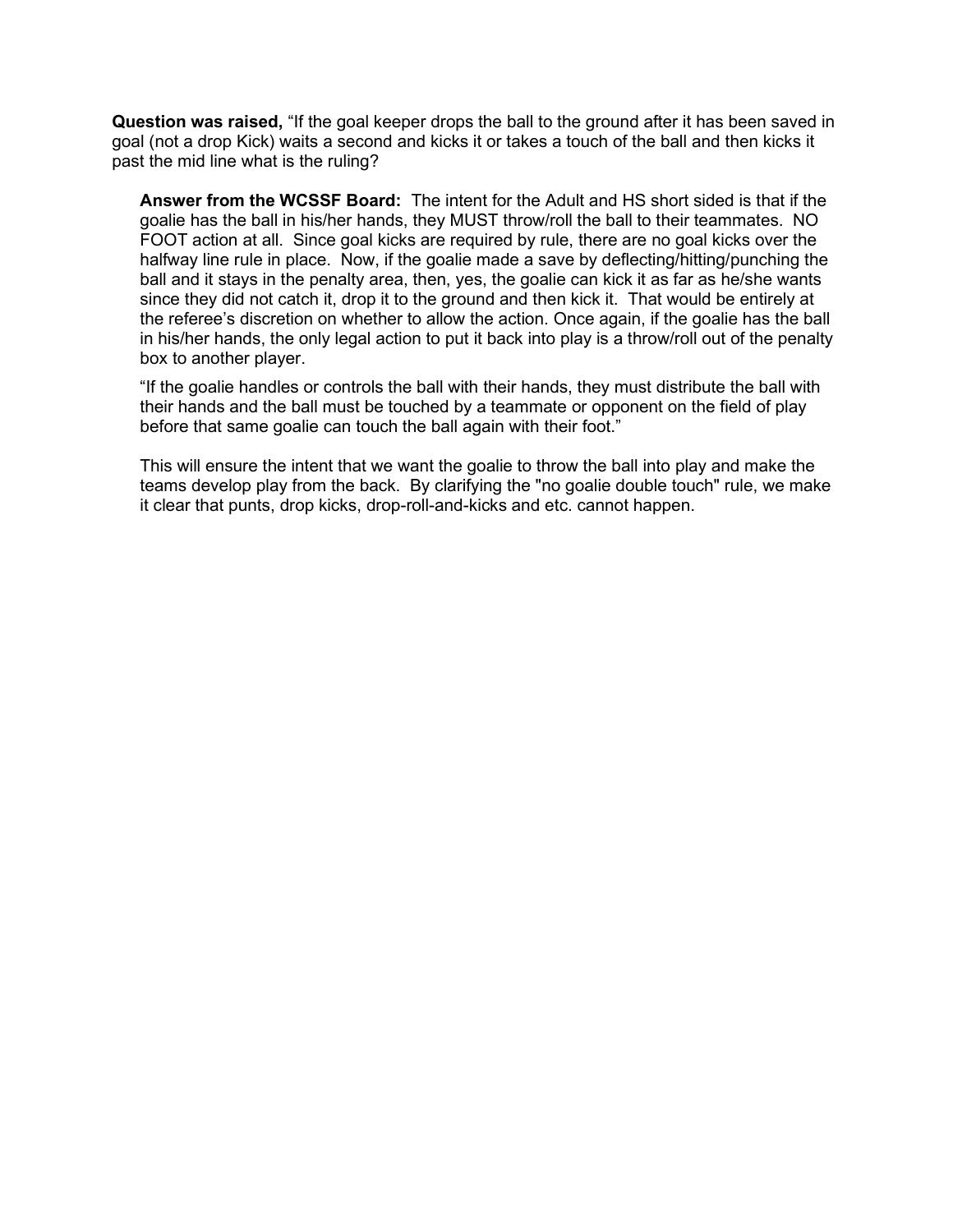**Question was raised,** “If the goal keeper drops the ball to the ground after it has been saved in goal (not a drop Kick) waits a second and kicks it or takes a touch of the ball and then kicks it past the mid line what is the ruling?

> **Answer from the WCSSF Board:** The intent for the Adult and HS short sided is that if the goalie has the ball in his/her hands, they MUST throw/roll the ball to their teammates. NO FOOT action at all. Since goal kicks are required by rule, there are no goal kicks over the halfway line rule in place. Now, if the goalie made a save by deflecting/hitting/punching the ball and it stays in the penalty area, then, yes, the goalie can kick it as far as he/she wants since they did not catch it, drop it to the ground and then kick it. That would be entirely at the referee’s discretion on whether to allow the action. Once again, if the goalie has the ball in his/her hands, the only legal action to put it back into play is a throw/roll out of the penalty box to another player.
>
> “If the goalie handles or controls the ball with their hands, they must distribute the ball with their hands and the ball must be touched by a teammate or opponent on the field of play before that same goalie can touch the ball again with their foot.”
>
> This will ensure the intent that we want the goalie to throw the ball into play and make the teams develop play from the back. By clarifying the "no goalie double touch" rule, we make it clear that punts, drop kicks, drop-roll-and-kicks and etc. cannot happen.